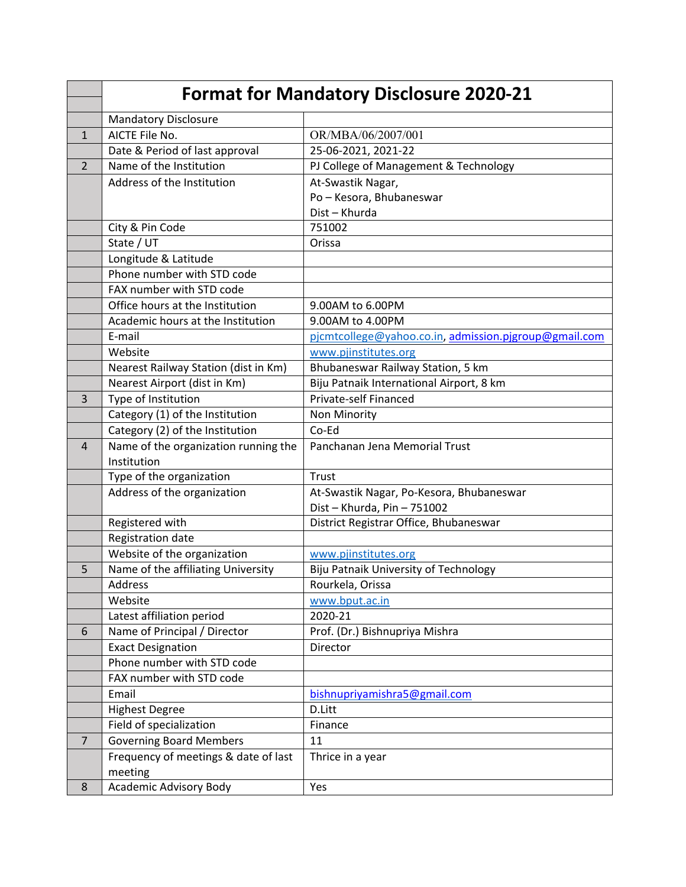# Format for Mandatory Disclosure 2020-21

| | Mandatory Disclosure | |
|---|---|---|
| 1 | AICTE File No. | OR/MBA/06/2007/001 |
| | Date & Period of last approval | 25-06-2021, 2021-22 |
| 2 | Name of the Institution | PJ College of Management & Technology |
| | Address of the Institution | At-Swastik Nagar,<br>Po – Kesora, Bhubaneswar<br>Dist – Khurda |
| | City & Pin Code | 751002 |
| | State / UT | Orissa |
| | Longitude & Latitude | |
| | Phone number with STD code | |
| | FAX number with STD code | |
| | Office hours at the Institution | 9.00AM to 6.00PM |
| | Academic hours at the Institution | 9.00AM to 4.00PM |
| | E-mail | pjcmtcollege@yahoo.co.in, admission.pjgroup@gmail.com |
| | Website | www.pjinstitutes.org |
| | Nearest Railway Station (dist in Km) | Bhubaneswar Railway Station, 5 km |
| | Nearest Airport (dist in Km) | Biju Patnaik International Airport, 8 km |
| 3 | Type of Institution | Private-self Financed |
| | Category (1) of the Institution | Non Minority |
| | Category (2) of the Institution | Co-Ed |
| 4 | Name of the organization running the Institution | Panchanan Jena Memorial Trust |
| | Type of the organization | Trust |
| | Address of the organization | At-Swastik Nagar, Po-Kesora, Bhubaneswar<br>Dist – Khurda, Pin – 751002 |
| | Registered with | District Registrar Office, Bhubaneswar |
| | Registration date | |
| | Website of the organization | www.pjinstitutes.org |
| 5 | Name of the affiliating University | Biju Patnaik University of Technology |
| | Address | Rourkela, Orissa |
| | Website | www.bput.ac.in |
| | Latest affiliation period | 2020-21 |
| 6 | Name of Principal / Director | Prof. (Dr.) Bishnupriya Mishra |
| | Exact Designation | Director |
| | Phone number with STD code | |
| | FAX number with STD code | |
| | Email | bishnupriyamishra5@gmail.com |
| | Highest Degree | D.Litt |
| | Field of specialization | Finance |
| 7 | Governing Board Members | 11 |
| | Frequency of meetings & date of last meeting | Thrice in a year |
| 8 | Academic Advisory Body | Yes |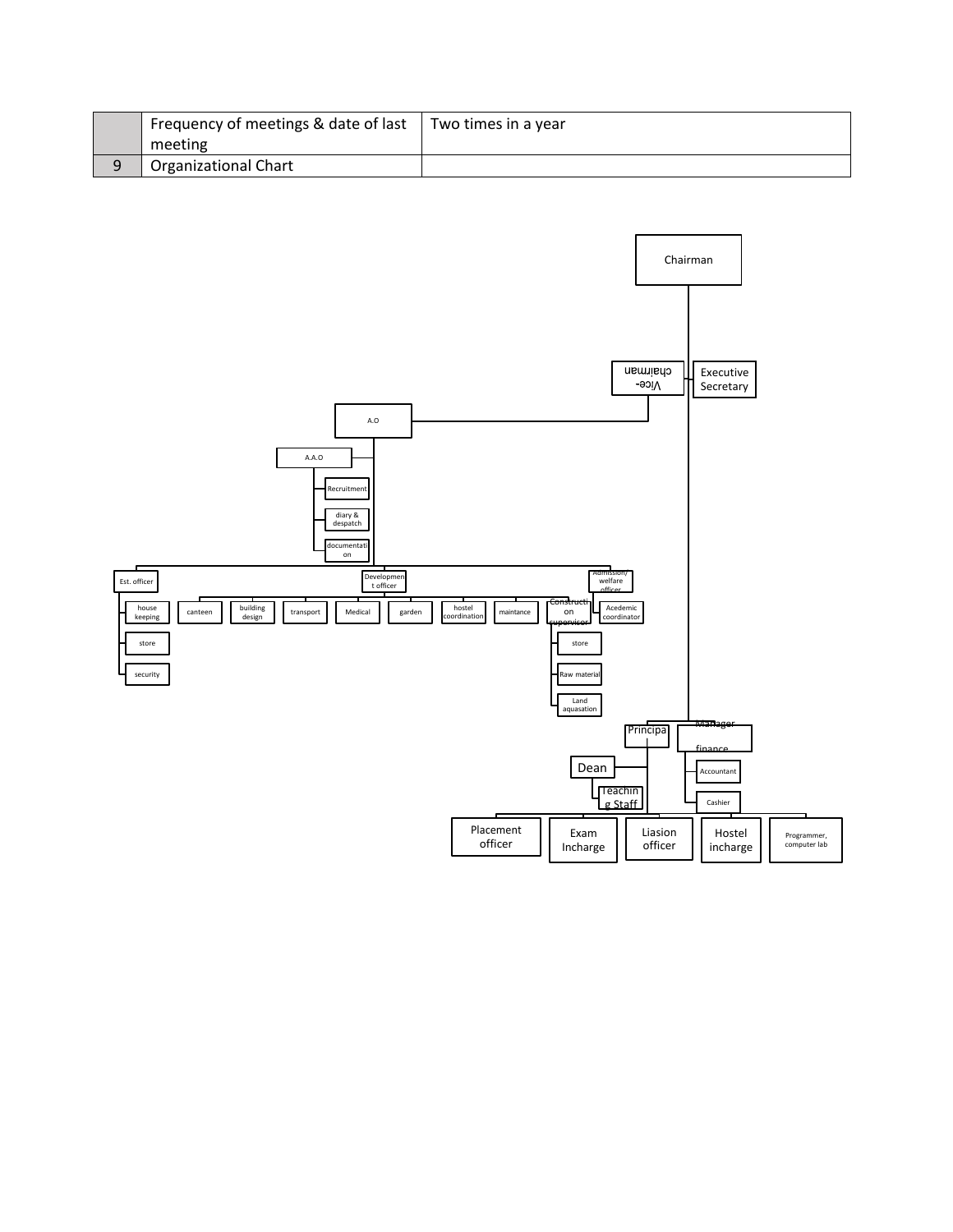|   | Frequency of meetings & date of last meeting | Two times in a year |
|---|---|---|
| 9 | Organizational Chart |  |

- Chairman
  - Vice-chairman
    - A.O
      - A.A.O
        - Recruitment
        - diary & despatch
        - documentation
      - Est. officer
        - house keeping
        - store
        - security
      - Development officer
        - canteen
        - building design
        - transport
        - Medical
        - garden
        - hostel coordination
        - maintance
        - Construction supervisor
          - store
          - Raw material
          - Land aquasation
      - Admission/ welfare officer
        - Acedemic coordinator
  - Executive Secretary
  - Principal
    - Dean
      - Teaching Staff
    - Placement officer
    - Exam Incharge
    - Liasion officer
    - Hostel incharge
    - Programmer, computer lab
  - Manager finance
    - Accountant
    - Cashier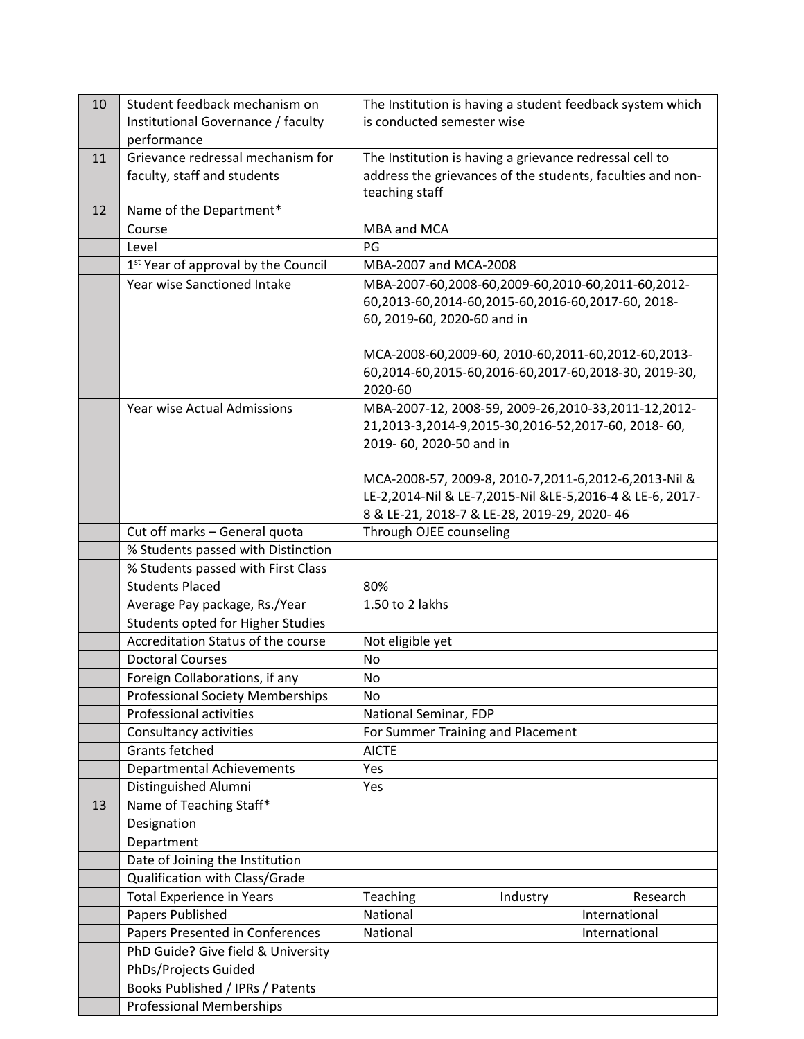| | | |
|---|---|---|
| 10 | Student feedback mechanism on Institutional Governance / faculty performance | The Institution is having a student feedback system which is conducted semester wise |
| 11 | Grievance redressal mechanism for faculty, staff and students | The Institution is having a grievance redressal cell to address the grievances of the students, faculties and non-teaching staff |
| 12 | Name of the Department* | |
| | Course | MBA and MCA |
| | Level | PG |
| | 1st Year of approval by the Council | MBA-2007 and MCA-2008 |
| | Year wise Sanctioned Intake | MBA-2007-60,2008-60,2009-60,2010-60,2011-60,2012-60,2013-60,2014-60,2015-60,2016-60,2017-60, 2018-60, 2019-60, 2020-60 and in<br><br>MCA-2008-60,2009-60, 2010-60,2011-60,2012-60,2013-60,2014-60,2015-60,2016-60,2017-60,2018-30, 2019-30, 2020-60 |
| | Year wise Actual Admissions | MBA-2007-12, 2008-59, 2009-26,2010-33,2011-12,2012-21,2013-3,2014-9,2015-30,2016-52,2017-60, 2018- 60, 2019- 60, 2020-50 and in<br><br>MCA-2008-57, 2009-8, 2010-7,2011-6,2012-6,2013-Nil & LE-2,2014-Nil & LE-7,2015-Nil &LE-5,2016-4 & LE-6, 2017-8 & LE-21, 2018-7 & LE-28, 2019-29, 2020- 46 |
| | Cut off marks – General quota | Through OJEE counseling |
| | % Students passed with Distinction | |
| | % Students passed with First Class | |
| | Students Placed | 80% |
| | Average Pay package, Rs./Year | 1.50 to 2 lakhs |
| | Students opted for Higher Studies | |
| | Accreditation Status of the course | Not eligible yet |
| | Doctoral Courses | No |
| | Foreign Collaborations, if any | No |
| | Professional Society Memberships | No |
| | Professional activities | National Seminar, FDP |
| | Consultancy activities | For Summer Training and Placement |
| | Grants fetched | AICTE |
| | Departmental Achievements | Yes |
| | Distinguished Alumni | Yes |
| 13 | Name of Teaching Staff* | |
| | Designation | |
| | Department | |
| | Date of Joining the Institution | |
| | Qualification with Class/Grade | |
| | Total Experience in Years | Teaching Industry Research |
| | Papers Published | National International |
| | Papers Presented in Conferences | National International |
| | PhD Guide? Give field & University | |
| | PhDs/Projects Guided | |
| | Books Published / IPRs / Patents | |
| | Professional Memberships | |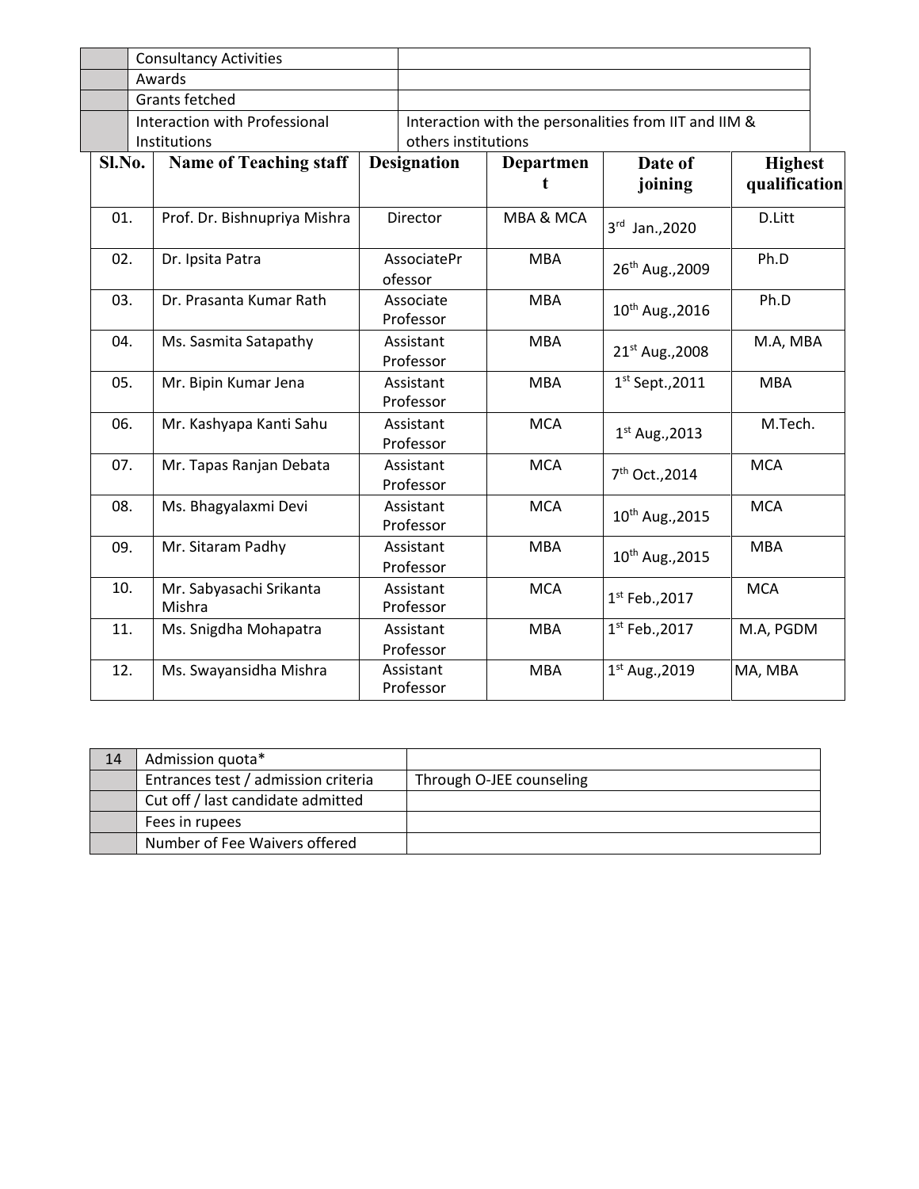| | | |
|---|---|---|
| | Consultancy Activities | |
| | Awards | |
| | Grants fetched | |
| | Interaction with Professional Institutions | Interaction with the personalities from IIT and IIM & others institutions |

| Sl.No. | Name of Teaching staff | Designation | Department | Date of joining | Highest qualification |
|---|---|---|---|---|---|
| 01. | Prof. Dr. Bishnupriya Mishra | Director | MBA & MCA | 3rd Jan.,2020 | D.Litt |
| 02. | Dr. Ipsita Patra | AssociateProfessor | MBA | 26th Aug.,2009 | Ph.D |
| 03. | Dr. Prasanta Kumar Rath | Associate Professor | MBA | 10th Aug.,2016 | Ph.D |
| 04. | Ms. Sasmita Satapathy | Assistant Professor | MBA | 21st Aug.,2008 | M.A, MBA |
| 05. | Mr. Bipin Kumar Jena | Assistant Professor | MBA | 1st Sept.,2011 | MBA |
| 06. | Mr. Kashyapa Kanti Sahu | Assistant Professor | MCA | 1st Aug.,2013 | M.Tech. |
| 07. | Mr. Tapas Ranjan Debata | Assistant Professor | MCA | 7th Oct.,2014 | MCA |
| 08. | Ms. Bhagyalaxmi Devi | Assistant Professor | MCA | 10th Aug.,2015 | MCA |
| 09. | Mr. Sitaram Padhy | Assistant Professor | MBA | 10th Aug.,2015 | MBA |
| 10. | Mr. Sabyasachi Srikanta Mishra | Assistant Professor | MCA | 1st Feb.,2017 | MCA |
| 11. | Ms. Snigdha Mohapatra | Assistant Professor | MBA | 1st Feb.,2017 | M.A, PGDM |
| 12. | Ms. Swayansidha Mishra | Assistant Professor | MBA | 1st Aug.,2019 | MA, MBA |

| | | |
|---|---|---|
| 14 | Admission quota* | |
| | Entrances test / admission criteria | Through O-JEE counseling |
| | Cut off / last candidate admitted | |
| | Fees in rupees | |
| | Number of Fee Waivers offered | |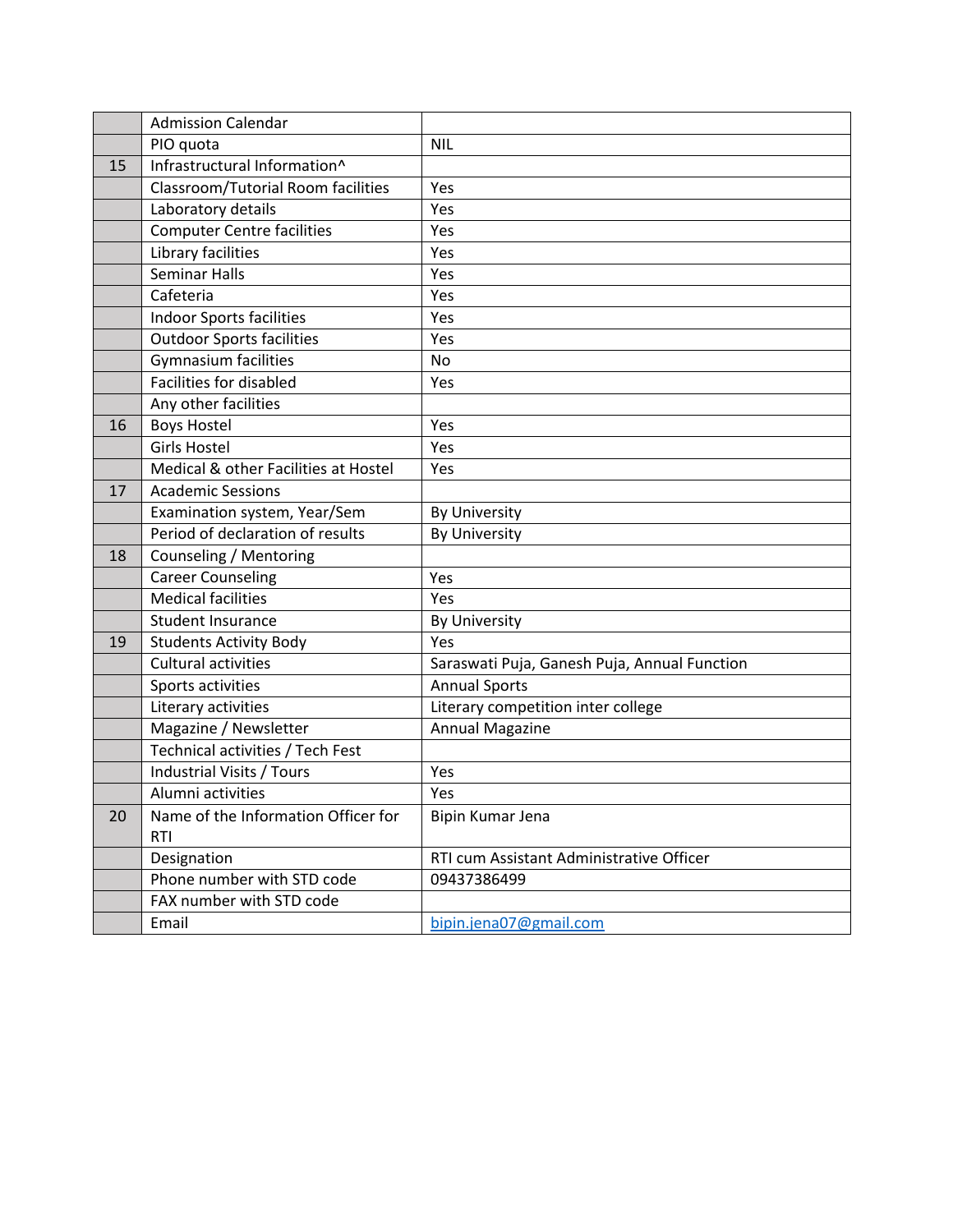| | | |
|---|---|---|
| | Admission Calendar | |
| | PIO quota | NIL |
| 15 | Infrastructural Information^ | |
| | Classroom/Tutorial Room facilities | Yes |
| | Laboratory details | Yes |
| | Computer Centre facilities | Yes |
| | Library facilities | Yes |
| | Seminar Halls | Yes |
| | Cafeteria | Yes |
| | Indoor Sports facilities | Yes |
| | Outdoor Sports facilities | Yes |
| | Gymnasium facilities | No |
| | Facilities for disabled | Yes |
| | Any other facilities | |
| 16 | Boys Hostel | Yes |
| | Girls Hostel | Yes |
| | Medical & other Facilities at Hostel | Yes |
| 17 | Academic Sessions | |
| | Examination system, Year/Sem | By University |
| | Period of declaration of results | By University |
| 18 | Counseling / Mentoring | |
| | Career Counseling | Yes |
| | Medical facilities | Yes |
| | Student Insurance | By University |
| 19 | Students Activity Body | Yes |
| | Cultural activities | Saraswati Puja, Ganesh Puja, Annual Function |
| | Sports activities | Annual Sports |
| | Literary activities | Literary competition inter college |
| | Magazine / Newsletter | Annual Magazine |
| | Technical activities / Tech Fest | |
| | Industrial Visits / Tours | Yes |
| | Alumni activities | Yes |
| 20 | Name of the Information Officer for RTI | Bipin Kumar Jena |
| | Designation | RTI cum Assistant Administrative Officer |
| | Phone number with STD code | 09437386499 |
| | FAX number with STD code | |
| | Email | bipin.jena07@gmail.com |